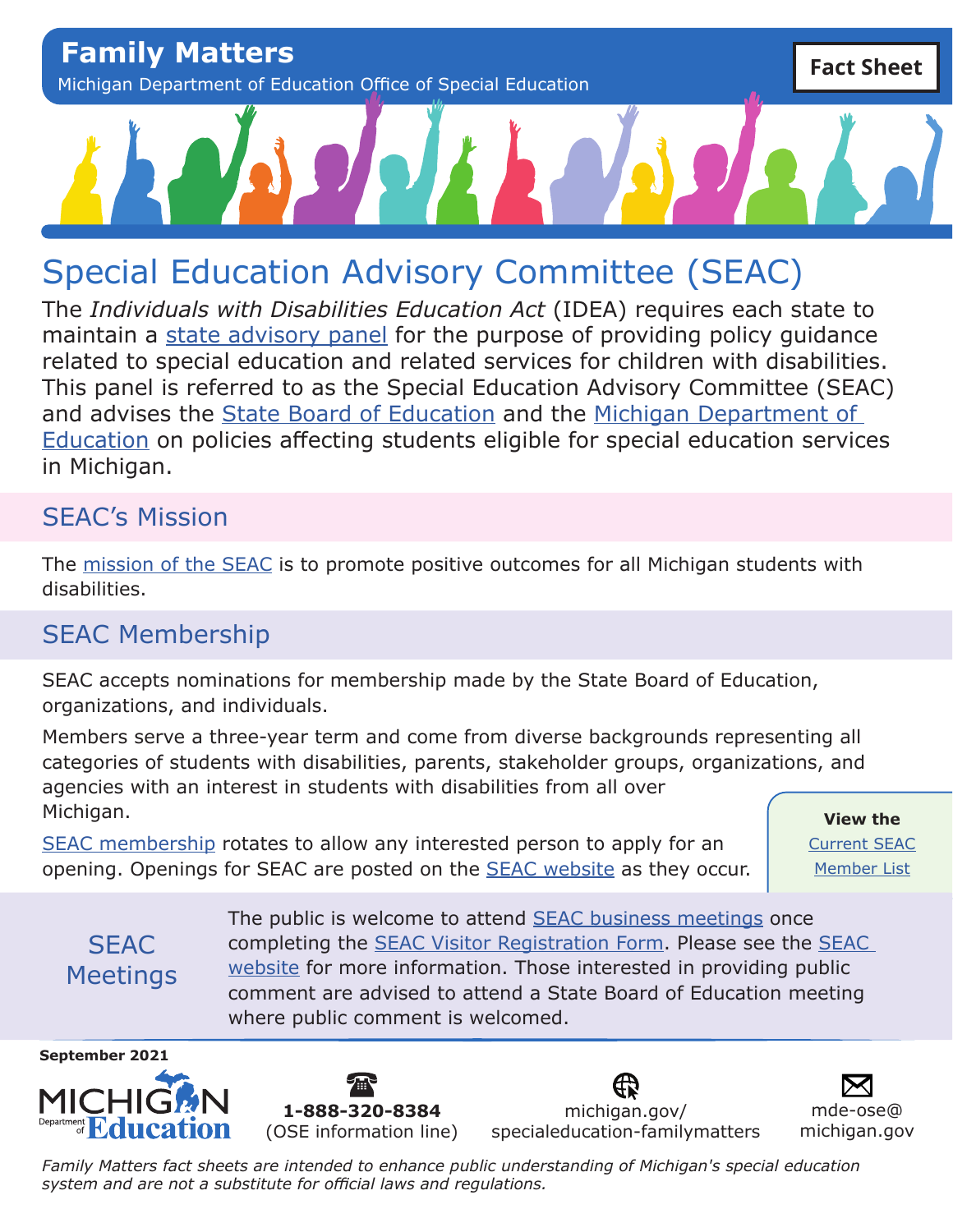# Family Matters

Michigan Department of Education Office of Special Education

**Fact Sheet**

## Special Education Advisory Committee (SEAC)

The *Individuals with Disabilities Education Act* (IDEA) requires each state to maintain a state advisory panel for the purpose of providing policy guidance related to special education and related services for children with disabilities. This panel is referred to as the Special Education Advisory Committee (SEAC) and advises the State Board of Education and the Michigan Department of Education on policies affecting students eligible for special education services in Michigan.

### SEAC's Mission

The mission of the SEAC is to promote positive outcomes for all Michigan students with disabilities.

### SEAC Membership

SEAC accepts nominations for membership made by the State Board of Education, organizations, and individuals.

Members serve a three-year term and come from diverse backgrounds representing all categories of students with disabilities, parents, stakeholder groups, organizations, and agencies with an interest in students with disabilities from all over Michigan.

SEAC membership rotates to allow any interested person to apply for an opening. Openings for SEAC are posted on the SEAC website as they occur.

**View the** Current SEAC Member List

### SEAC Meetings

The public is welcome to attend SEAC business meetings once completing the SEAC Visitor Registration Form. Please see the SEAC website for more information. Those interested in providing public comment are advised to attend a State Board of Education meeting where public comment is welcomed.

**September 2021**

MICHIGAN Department of Education

**1-888-320-8384** (OSE information line)

michigan.gov/specialeducation-familymatters

mde-ose@michigan.gov

*Family Matters fact sheets are intended to enhance public understanding of Michigan's special education system and are not a substitute for official laws and regulations.*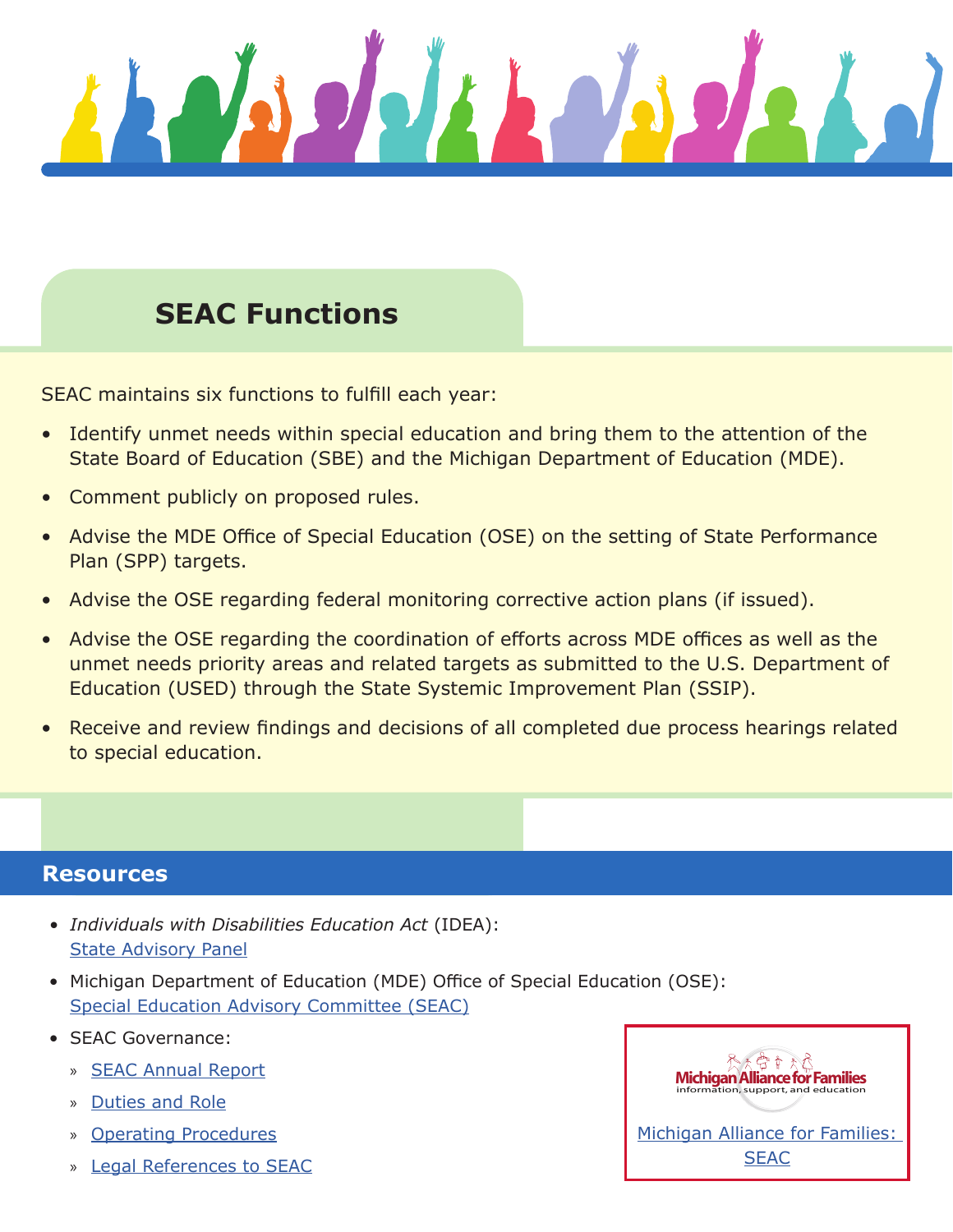## SEAC Functions

SEAC maintains six functions to fulfill each year:

- Identify unmet needs within special education and bring them to the attention of the State Board of Education (SBE) and the Michigan Department of Education (MDE).
- Comment publicly on proposed rules.
- Advise the MDE Office of Special Education (OSE) on the setting of State Performance Plan (SPP) targets.
- Advise the OSE regarding federal monitoring corrective action plans (if issued).
- Advise the OSE regarding the coordination of efforts across MDE offices as well as the unmet needs priority areas and related targets as submitted to the U.S. Department of Education (USED) through the State Systemic Improvement Plan (SSIP).
- Receive and review findings and decisions of all completed due process hearings related to special education.

## Resources

- *Individuals with Disabilities Education Act* (IDEA): [State Advisory Panel]
- Michigan Department of Education (MDE) Office of Special Education (OSE): [Special Education Advisory Committee (SEAC)]
- SEAC Governance:
  - [SEAC Annual Report]
  - [Duties and Role]
  - [Operating Procedures]
  - [Legal References to SEAC]

Michigan Alliance for Families
information, support, and education

[Michigan Alliance for Families: SEAC]